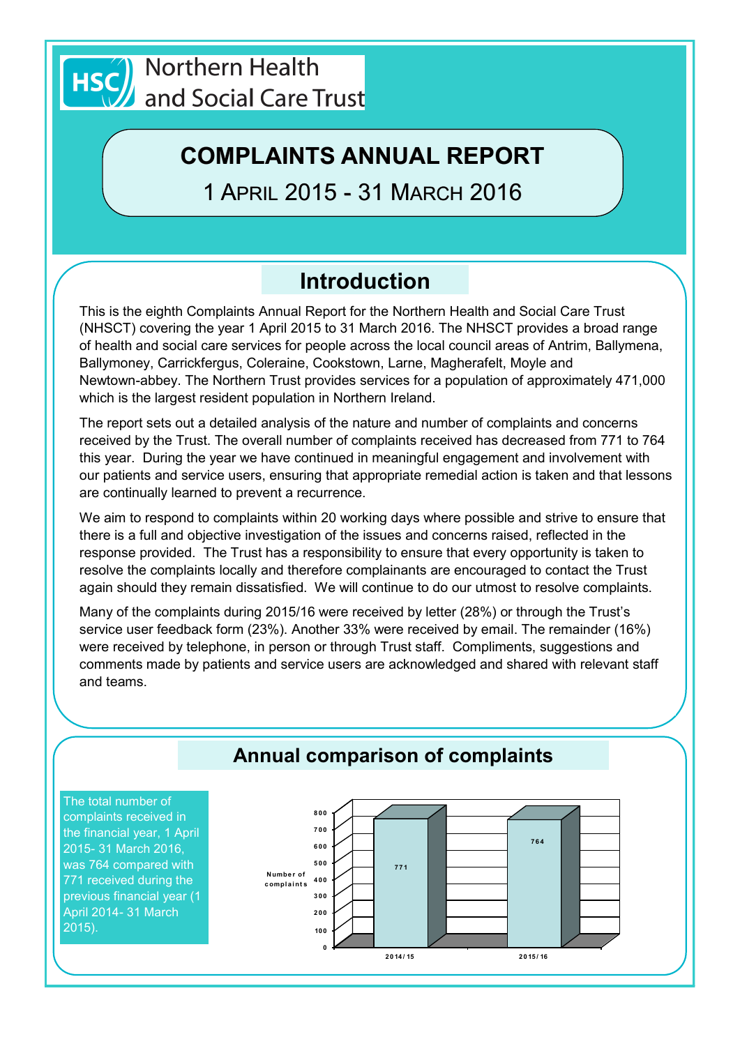Northern Health and Social Care Trust

# COMPLAINTS ANNUAL REPORT

1 APRIL 2015 - 31 MARCH 2016

## Introduction

This is the eighth Complaints Annual Report for the Northern Health and Social Care Trust (NHSCT) covering the year 1 April 2015 to 31 March 2016. The NHSCT provides a broad range of health and social care services for people across the local council areas of Antrim, Ballymena, Ballymoney, Carrickfergus, Coleraine, Cookstown, Larne, Magherafelt, Moyle and Newtown-abbey. The Northern Trust provides services for a population of approximately 471,000 which is the largest resident population in Northern Ireland.

The report sets out a detailed analysis of the nature and number of complaints and concerns received by the Trust. The overall number of complaints received has decreased from 771 to 764 this year. During the year we have continued in meaningful engagement and involvement with our patients and service users, ensuring that appropriate remedial action is taken and that lessons are continually learned to prevent a recurrence.

We aim to respond to complaints within 20 working days where possible and strive to ensure that there is a full and objective investigation of the issues and concerns raised, reflected in the response provided. The Trust has a responsibility to ensure that every opportunity is taken to resolve the complaints locally and therefore complainants are encouraged to contact the Trust again should they remain dissatisfied. We will continue to do our utmost to resolve complaints.

Many of the complaints during 2015/16 were received by letter (28%) or through the Trust's service user feedback form (23%). Another 33% were received by email. The remainder (16%) were received by telephone, in person or through Trust staff. Compliments, suggestions and comments made by patients and service users are acknowledged and shared with relevant staff and teams.

## Annual comparison of complaints

The total number of complaints received in the financial year, 1 April 2015- 31 March 2016, was 764 compared with 771 received during the previous financial year (1 April 2014- 31 March 2015).

| Year | Number of complaints |
|---|---|
| 2014/15 | 771 |
| 2015/16 | 764 |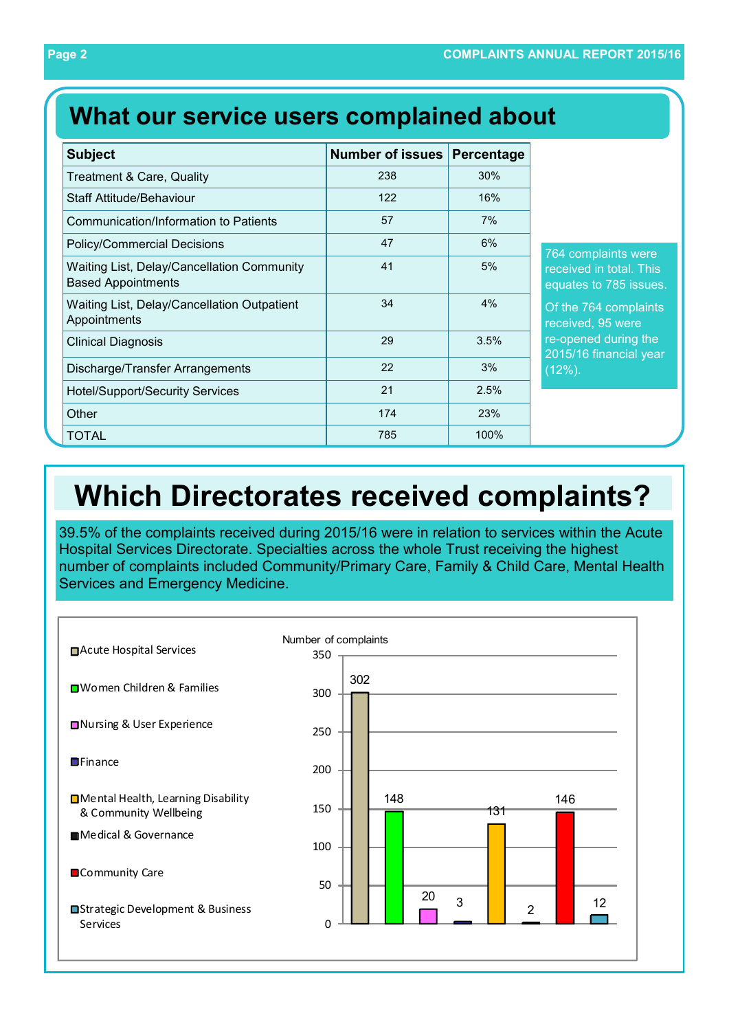# What our service users complained about

| Subject | Number of issues | Percentage |
|---|---|---|
| Treatment & Care, Quality | 238 | 30% |
| Staff Attitude/Behaviour | 122 | 16% |
| Communication/Information to Patients | 57 | 7% |
| Policy/Commercial Decisions | 47 | 6% |
| Waiting List, Delay/Cancellation Community Based Appointments | 41 | 5% |
| Waiting List, Delay/Cancellation Outpatient Appointments | 34 | 4% |
| Clinical Diagnosis | 29 | 3.5% |
| Discharge/Transfer Arrangements | 22 | 3% |
| Hotel/Support/Security Services | 21 | 2.5% |
| Other | 174 | 23% |
| TOTAL | 785 | 100% |

764 complaints were received in total. This equates to 785 issues.

Of the 764 complaints received, 95 were re-opened during the 2015/16 financial year (12%).

# Which Directorates received complaints?

39.5% of the complaints received during 2015/16 were in relation to services within the Acute Hospital Services Directorate. Specialties across the whole Trust receiving the highest number of complaints included Community/Primary Care, Family & Child Care, Mental Health Services and Emergency Medicine.

Number of complaints

| Directorate | Number of complaints |
|---|---|
| Acute Hospital Services | 302 |
| Women Children & Families | 148 |
| Nursing & User Experience | 20 |
| Finance | 3 |
| Mental Health, Learning Disability & Community Wellbeing | 131 |
| Medical & Governance | 2 |
| Community Care | 146 |
| Strategic Development & Business Services | 12 |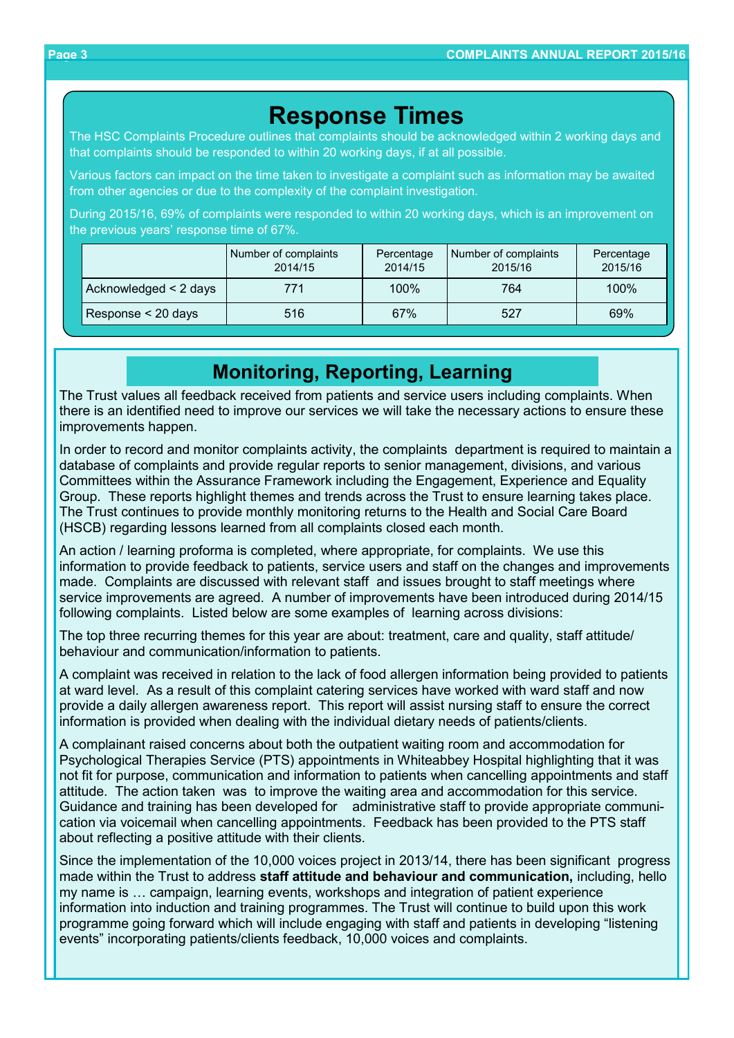## Response Times

The HSC Complaints Procedure outlines that complaints should be acknowledged within 2 working days and that complaints should be responded to within 20 working days, if at all possible.

Various factors can impact on the time taken to investigate a complaint such as information may be awaited from other agencies or due to the complexity of the complaint investigation.

During 2015/16, 69% of complaints were responded to within 20 working days, which is an improvement on the previous years' response time of 67%.

| | Number of complaints 2014/15 | Percentage 2014/15 | Number of complaints 2015/16 | Percentage 2015/16 |
|---|---|---|---|---|
| Acknowledged < 2 days | 771 | 100% | 764 | 100% |
| Response < 20 days | 516 | 67% | 527 | 69% |

## Monitoring, Reporting, Learning

The Trust values all feedback received from patients and service users including complaints. When there is an identified need to improve our services we will take the necessary actions to ensure these improvements happen.

In order to record and monitor complaints activity, the complaints department is required to maintain a database of complaints and provide regular reports to senior management, divisions, and various Committees within the Assurance Framework including the Engagement, Experience and Equality Group. These reports highlight themes and trends across the Trust to ensure learning takes place. The Trust continues to provide monthly monitoring returns to the Health and Social Care Board (HSCB) regarding lessons learned from all complaints closed each month.

An action / learning proforma is completed, where appropriate, for complaints. We use this information to provide feedback to patients, service users and staff on the changes and improvements made. Complaints are discussed with relevant staff and issues brought to staff meetings where service improvements are agreed. A number of improvements have been introduced during 2014/15 following complaints. Listed below are some examples of learning across divisions:

The top three recurring themes for this year are about: treatment, care and quality, staff attitude/ behaviour and communication/information to patients.

A complaint was received in relation to the lack of food allergen information being provided to patients at ward level. As a result of this complaint catering services have worked with ward staff and now provide a daily allergen awareness report. This report will assist nursing staff to ensure the correct information is provided when dealing with the individual dietary needs of patients/clients.

A complainant raised concerns about both the outpatient waiting room and accommodation for Psychological Therapies Service (PTS) appointments in Whiteabbey Hospital highlighting that it was not fit for purpose, communication and information to patients when cancelling appointments and staff attitude. The action taken was to improve the waiting area and accommodation for this service. Guidance and training has been developed for administrative staff to provide appropriate communication via voicemail when cancelling appointments. Feedback has been provided to the PTS staff about reflecting a positive attitude with their clients.

Since the implementation of the 10,000 voices project in 2013/14, there has been significant progress made within the Trust to address **staff attitude and behaviour and communication,** including, hello my name is … campaign, learning events, workshops and integration of patient experience information into induction and training programmes. The Trust will continue to build upon this work programme going forward which will include engaging with staff and patients in developing "listening events" incorporating patients/clients feedback, 10,000 voices and complaints.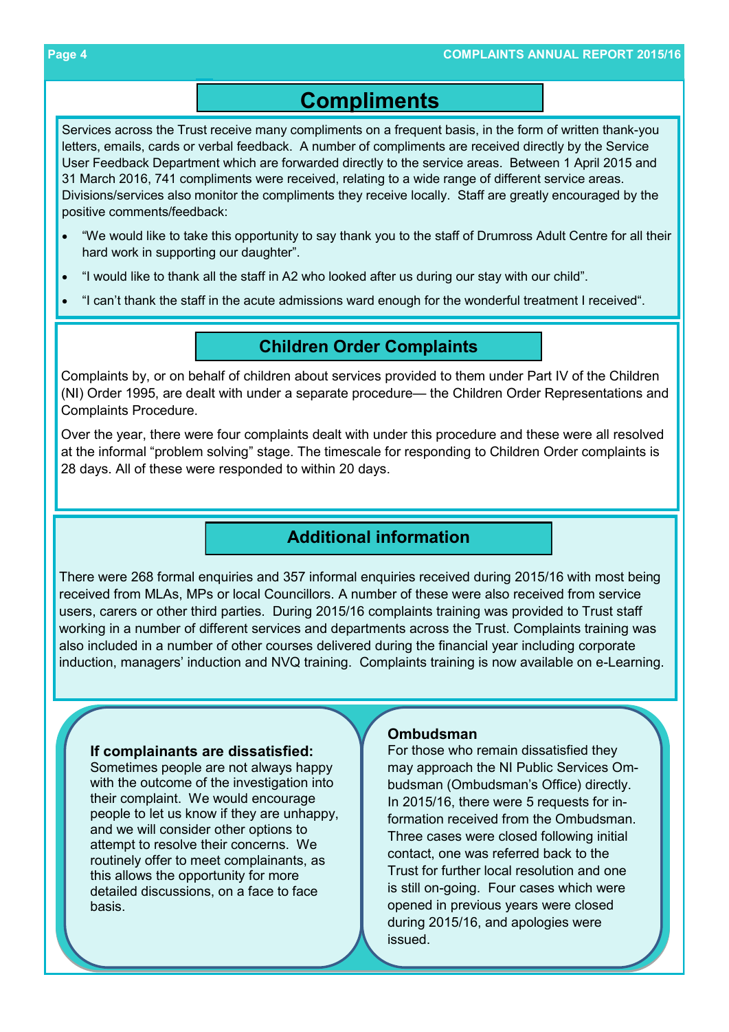## Compliments

Services across the Trust receive many compliments on a frequent basis, in the form of written thank-you letters, emails, cards or verbal feedback. A number of compliments are received directly by the Service User Feedback Department which are forwarded directly to the service areas. Between 1 April 2015 and 31 March 2016, 741 compliments were received, relating to a wide range of different service areas. Divisions/services also monitor the compliments they receive locally. Staff are greatly encouraged by the positive comments/feedback:

- "We would like to take this opportunity to say thank you to the staff of Drumross Adult Centre for all their hard work in supporting our daughter".
- "I would like to thank all the staff in A2 who looked after us during our stay with our child".
- "I can't thank the staff in the acute admissions ward enough for the wonderful treatment I received".

## Children Order Complaints

Complaints by, or on behalf of children about services provided to them under Part IV of the Children (NI) Order 1995, are dealt with under a separate procedure— the Children Order Representations and Complaints Procedure.

Over the year, there were four complaints dealt with under this procedure and these were all resolved at the informal "problem solving" stage. The timescale for responding to Children Order complaints is 28 days. All of these were responded to within 20 days.

## Additional information

There were 268 formal enquiries and 357 informal enquiries received during 2015/16 with most being received from MLAs, MPs or local Councillors. A number of these were also received from service users, carers or other third parties. During 2015/16 complaints training was provided to Trust staff working in a number of different services and departments across the Trust. Complaints training was also included in a number of other courses delivered during the financial year including corporate induction, managers' induction and NVQ training. Complaints training is now available on e-Learning.

**If complainants are dissatisfied:**
Sometimes people are not always happy with the outcome of the investigation into their complaint. We would encourage people to let us know if they are unhappy, and we will consider other options to attempt to resolve their concerns. We routinely offer to meet complainants, as this allows the opportunity for more detailed discussions, on a face to face basis.

**Ombudsman**
For those who remain dissatisfied they may approach the NI Public Services Ombudsman (Ombudsman's Office) directly. In 2015/16, there were 5 requests for information received from the Ombudsman. Three cases were closed following initial contact, one was referred back to the Trust for further local resolution and one is still on-going. Four cases which were opened in previous years were closed during 2015/16, and apologies were issued.